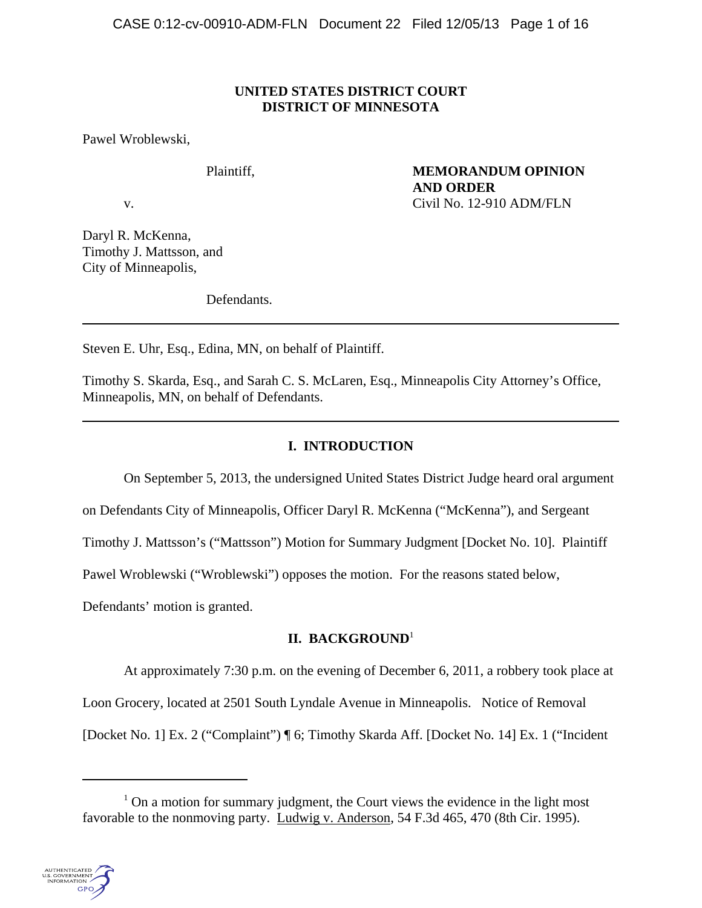**UNITED STATES DISTRICT COURT**
**DISTRICT OF MINNESOTA**

Pawel Wroblewski,

Plaintiff,

v.

**MEMORANDUM OPINION AND ORDER**
Civil No. 12-910 ADM/FLN

Daryl R. McKenna,
Timothy J. Mattsson, and
City of Minneapolis,

Defendants.

---

Steven E. Uhr, Esq., Edina, MN, on behalf of Plaintiff.

Timothy S. Skarda, Esq., and Sarah C. S. McLaren, Esq., Minneapolis City Attorney's Office, Minneapolis, MN, on behalf of Defendants.

---

## I. INTRODUCTION

On September 5, 2013, the undersigned United States District Judge heard oral argument on Defendants City of Minneapolis, Officer Daryl R. McKenna ("McKenna"), and Sergeant Timothy J. Mattsson's ("Mattsson") Motion for Summary Judgment [Docket No. 10]. Plaintiff Pawel Wroblewski ("Wroblewski") opposes the motion. For the reasons stated below, Defendants' motion is granted.

## II. BACKGROUND[1]

At approximately 7:30 p.m. on the evening of December 6, 2011, a robbery took place at Loon Grocery, located at 2501 South Lyndale Avenue in Minneapolis. Notice of Removal [Docket No. 1] Ex. 2 ("Complaint") ¶ 6; Timothy Skarda Aff. [Docket No. 14] Ex. 1 ("Incident

---

[1] On a motion for summary judgment, the Court views the evidence in the light most favorable to the nonmoving party. Ludwig v. Anderson, 54 F.3d 465, 470 (8th Cir. 1995).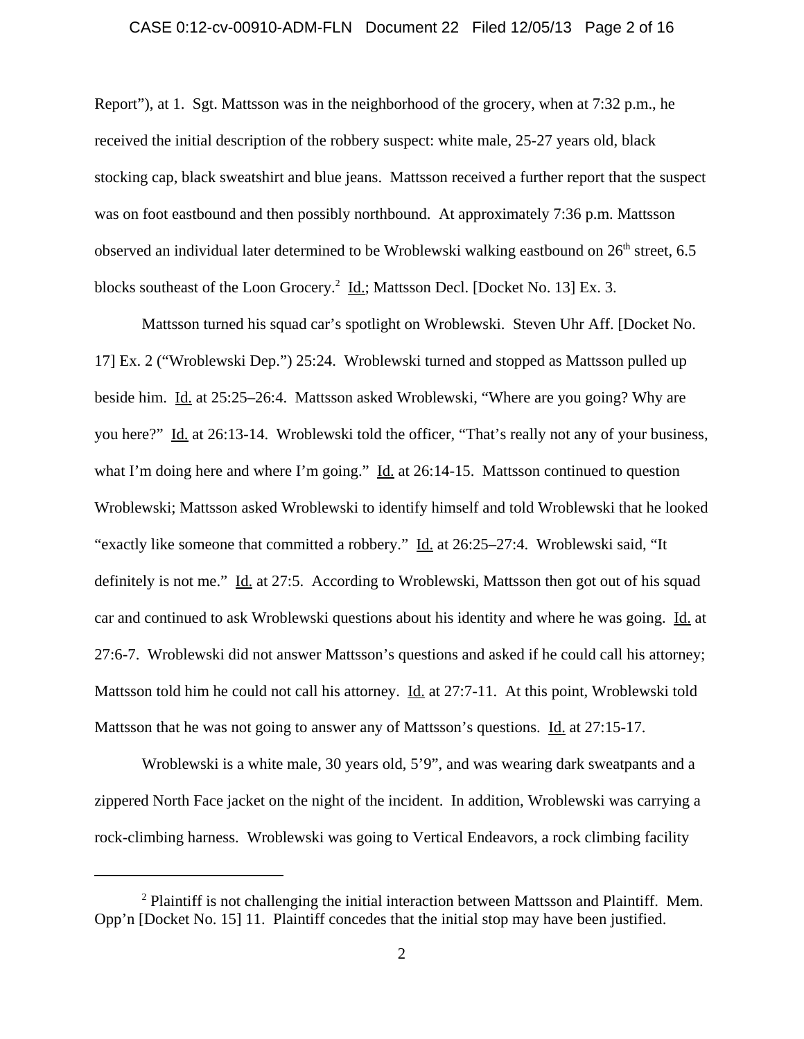Report"), at 1. Sgt. Mattsson was in the neighborhood of the grocery, when at 7:32 p.m., he received the initial description of the robbery suspect: white male, 25-27 years old, black stocking cap, black sweatshirt and blue jeans. Mattsson received a further report that the suspect was on foot eastbound and then possibly northbound. At approximately 7:36 p.m. Mattsson observed an individual later determined to be Wroblewski walking eastbound on 26th street, 6.5 blocks southeast of the Loon Grocery.[2] Id.; Mattsson Decl. [Docket No. 13] Ex. 3.

Mattsson turned his squad car's spotlight on Wroblewski. Steven Uhr Aff. [Docket No. 17] Ex. 2 ("Wroblewski Dep.") 25:24. Wroblewski turned and stopped as Mattsson pulled up beside him. Id. at 25:25–26:4. Mattsson asked Wroblewski, "Where are you going? Why are you here?" Id. at 26:13-14. Wroblewski told the officer, "That's really not any of your business, what I'm doing here and where I'm going." Id. at 26:14-15. Mattsson continued to question Wroblewski; Mattsson asked Wroblewski to identify himself and told Wroblewski that he looked "exactly like someone that committed a robbery." Id. at 26:25–27:4. Wroblewski said, "It definitely is not me." Id. at 27:5. According to Wroblewski, Mattsson then got out of his squad car and continued to ask Wroblewski questions about his identity and where he was going. Id. at 27:6-7. Wroblewski did not answer Mattsson's questions and asked if he could call his attorney; Mattsson told him he could not call his attorney. Id. at 27:7-11. At this point, Wroblewski told Mattsson that he was not going to answer any of Mattsson's questions. Id. at 27:15-17.

Wroblewski is a white male, 30 years old, 5'9", and was wearing dark sweatpants and a zippered North Face jacket on the night of the incident. In addition, Wroblewski was carrying a rock-climbing harness. Wroblewski was going to Vertical Endeavors, a rock climbing facility

---

[2] Plaintiff is not challenging the initial interaction between Mattsson and Plaintiff. Mem. Opp'n [Docket No. 15] 11. Plaintiff concedes that the initial stop may have been justified.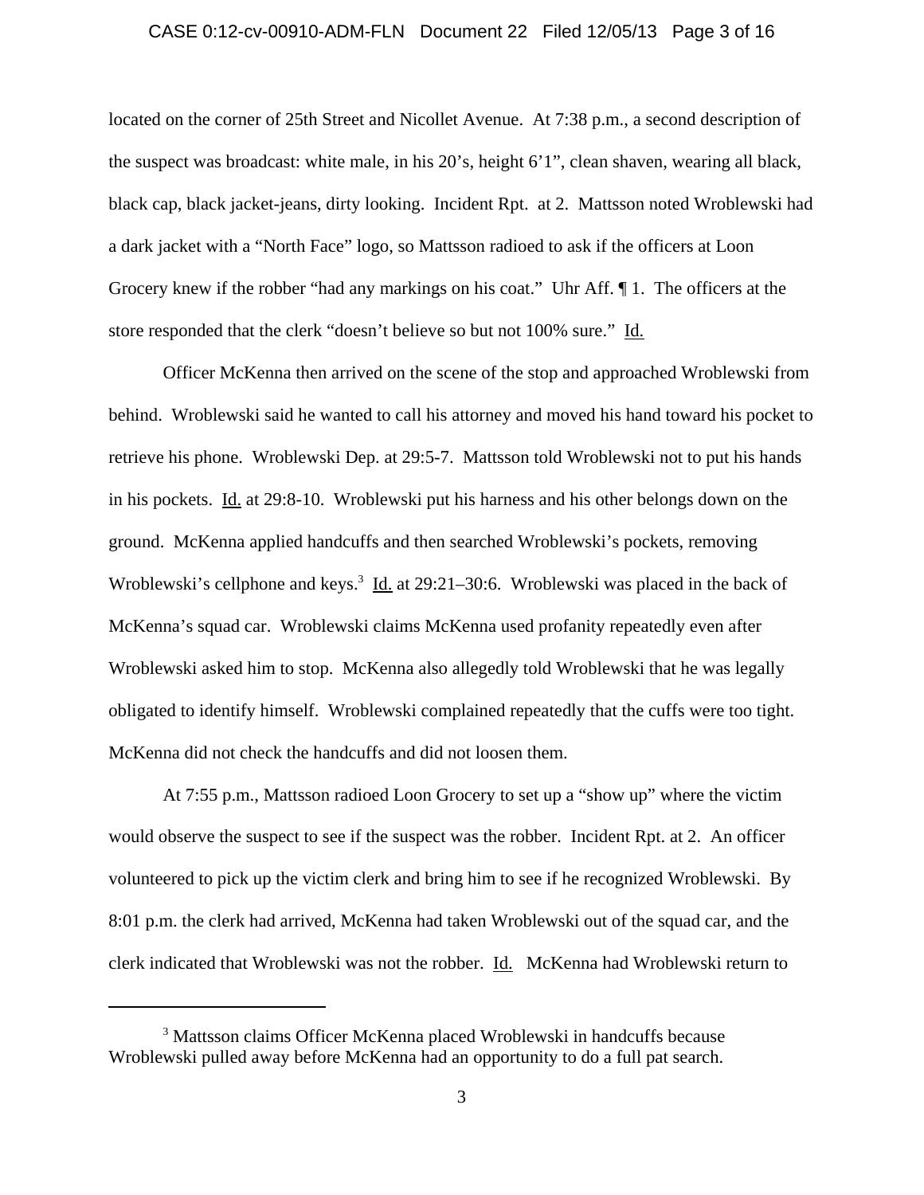located on the corner of 25th Street and Nicollet Avenue. At 7:38 p.m., a second description of the suspect was broadcast: white male, in his 20's, height 6'1", clean shaven, wearing all black, black cap, black jacket-jeans, dirty looking. Incident Rpt. at 2. Mattsson noted Wroblewski had a dark jacket with a "North Face" logo, so Mattsson radioed to ask if the officers at Loon Grocery knew if the robber "had any markings on his coat." Uhr Aff. ¶ 1. The officers at the store responded that the clerk "doesn't believe so but not 100% sure." Id.

Officer McKenna then arrived on the scene of the stop and approached Wroblewski from behind. Wroblewski said he wanted to call his attorney and moved his hand toward his pocket to retrieve his phone. Wroblewski Dep. at 29:5-7. Mattsson told Wroblewski not to put his hands in his pockets. Id. at 29:8-10. Wroblewski put his harness and his other belongs down on the ground. McKenna applied handcuffs and then searched Wroblewski's pockets, removing Wroblewski's cellphone and keys.[3] Id. at 29:21–30:6. Wroblewski was placed in the back of McKenna's squad car. Wroblewski claims McKenna used profanity repeatedly even after Wroblewski asked him to stop. McKenna also allegedly told Wroblewski that he was legally obligated to identify himself. Wroblewski complained repeatedly that the cuffs were too tight. McKenna did not check the handcuffs and did not loosen them.

At 7:55 p.m., Mattsson radioed Loon Grocery to set up a "show up" where the victim would observe the suspect to see if the suspect was the robber. Incident Rpt. at 2. An officer volunteered to pick up the victim clerk and bring him to see if he recognized Wroblewski. By 8:01 p.m. the clerk had arrived, McKenna had taken Wroblewski out of the squad car, and the clerk indicated that Wroblewski was not the robber. Id. McKenna had Wroblewski return to

---

[3] Mattsson claims Officer McKenna placed Wroblewski in handcuffs because Wroblewski pulled away before McKenna had an opportunity to do a full pat search.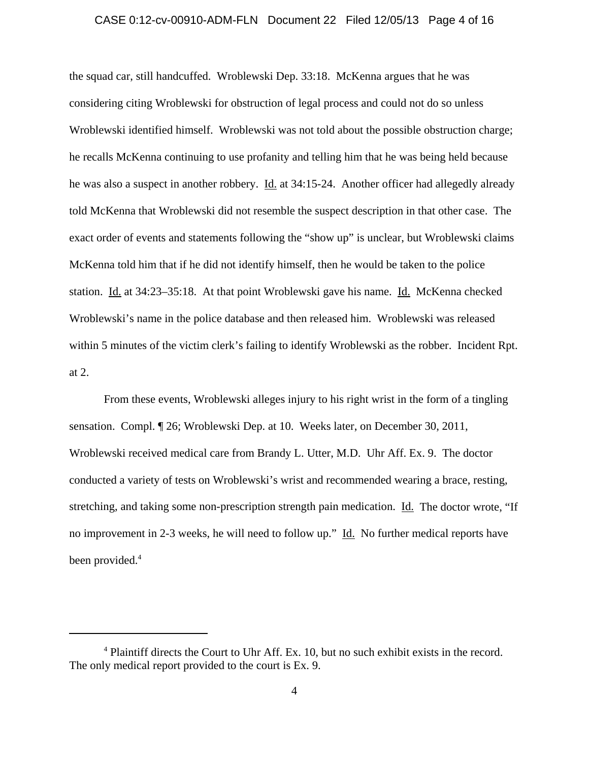the squad car, still handcuffed. Wroblewski Dep. 33:18. McKenna argues that he was considering citing Wroblewski for obstruction of legal process and could not do so unless Wroblewski identified himself. Wroblewski was not told about the possible obstruction charge; he recalls McKenna continuing to use profanity and telling him that he was being held because he was also a suspect in another robbery. Id. at 34:15-24. Another officer had allegedly already told McKenna that Wroblewski did not resemble the suspect description in that other case. The exact order of events and statements following the "show up" is unclear, but Wroblewski claims McKenna told him that if he did not identify himself, then he would be taken to the police station. Id. at 34:23–35:18. At that point Wroblewski gave his name. Id. McKenna checked Wroblewski's name in the police database and then released him. Wroblewski was released within 5 minutes of the victim clerk's failing to identify Wroblewski as the robber. Incident Rpt. at 2.

From these events, Wroblewski alleges injury to his right wrist in the form of a tingling sensation. Compl. ¶ 26; Wroblewski Dep. at 10. Weeks later, on December 30, 2011, Wroblewski received medical care from Brandy L. Utter, M.D. Uhr Aff. Ex. 9. The doctor conducted a variety of tests on Wroblewski's wrist and recommended wearing a brace, resting, stretching, and taking some non-prescription strength pain medication. Id. The doctor wrote, "If no improvement in 2-3 weeks, he will need to follow up." Id. No further medical reports have been provided.[4]

[4] Plaintiff directs the Court to Uhr Aff. Ex. 10, but no such exhibit exists in the record. The only medical report provided to the court is Ex. 9.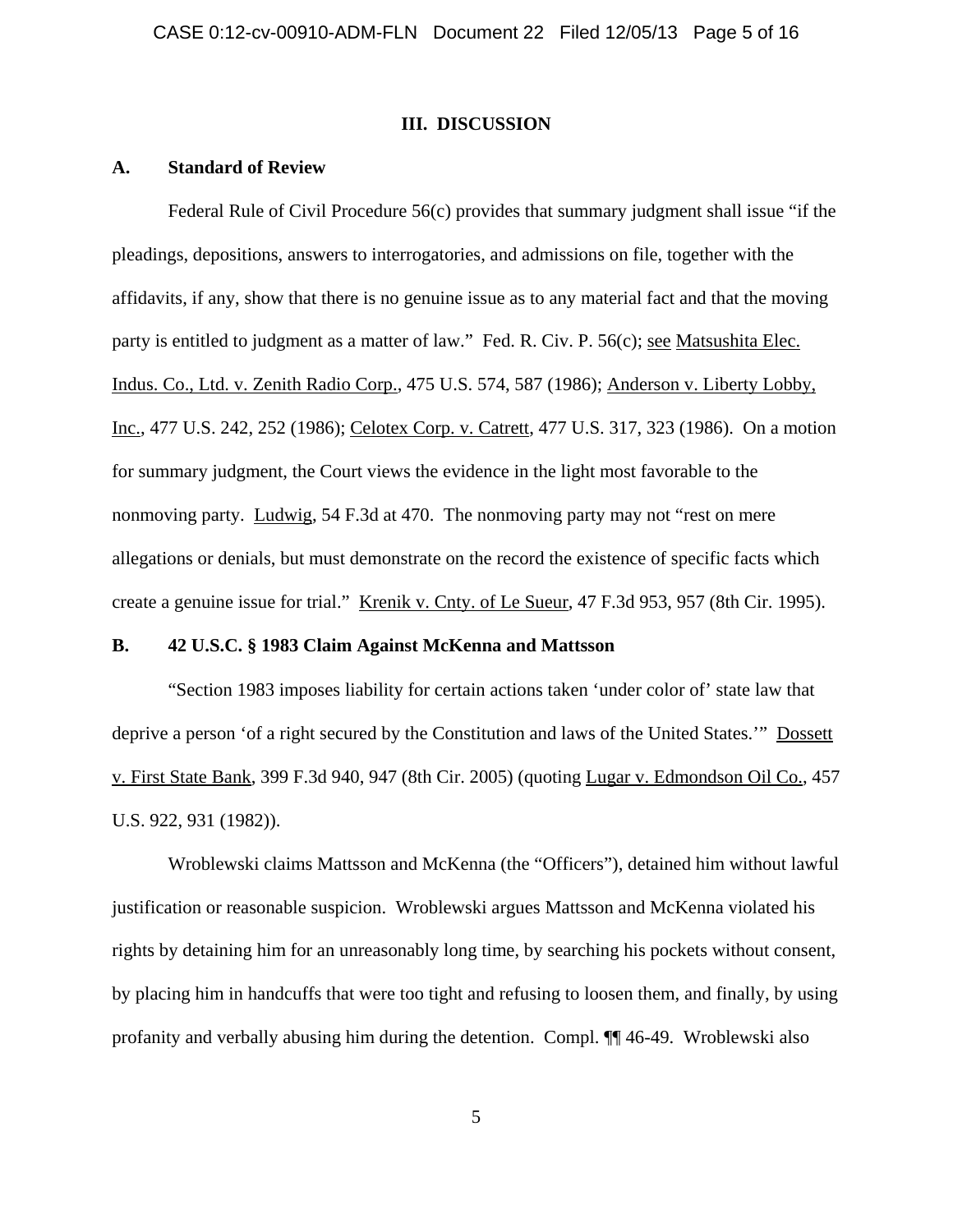## III. DISCUSSION

### A. Standard of Review

Federal Rule of Civil Procedure 56(c) provides that summary judgment shall issue "if the pleadings, depositions, answers to interrogatories, and admissions on file, together with the affidavits, if any, show that there is no genuine issue as to any material fact and that the moving party is entitled to judgment as a matter of law." Fed. R. Civ. P. 56(c); see Matsushita Elec. Indus. Co., Ltd. v. Zenith Radio Corp., 475 U.S. 574, 587 (1986); Anderson v. Liberty Lobby, Inc., 477 U.S. 242, 252 (1986); Celotex Corp. v. Catrett, 477 U.S. 317, 323 (1986). On a motion for summary judgment, the Court views the evidence in the light most favorable to the nonmoving party. Ludwig, 54 F.3d at 470. The nonmoving party may not "rest on mere allegations or denials, but must demonstrate on the record the existence of specific facts which create a genuine issue for trial." Krenik v. Cnty. of Le Sueur, 47 F.3d 953, 957 (8th Cir. 1995).

### B. 42 U.S.C. § 1983 Claim Against McKenna and Mattsson

"Section 1983 imposes liability for certain actions taken 'under color of' state law that deprive a person 'of a right secured by the Constitution and laws of the United States.'" Dossett v. First State Bank, 399 F.3d 940, 947 (8th Cir. 2005) (quoting Lugar v. Edmondson Oil Co., 457 U.S. 922, 931 (1982)).

Wroblewski claims Mattsson and McKenna (the "Officers"), detained him without lawful justification or reasonable suspicion. Wroblewski argues Mattsson and McKenna violated his rights by detaining him for an unreasonably long time, by searching his pockets without consent, by placing him in handcuffs that were too tight and refusing to loosen them, and finally, by using profanity and verbally abusing him during the detention. Compl. ¶¶ 46-49. Wroblewski also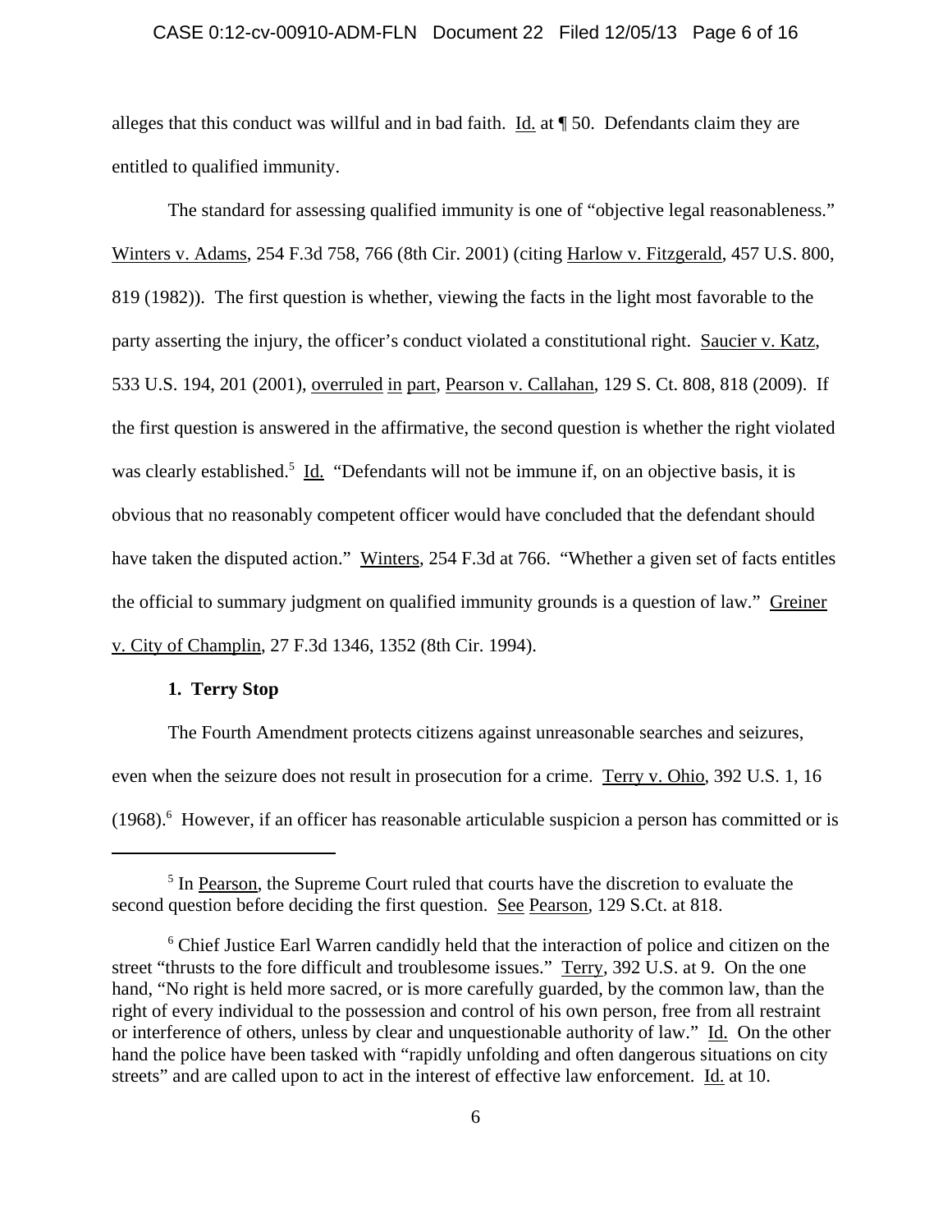alleges that this conduct was willful and in bad faith. Id. at ¶ 50. Defendants claim they are entitled to qualified immunity.

The standard for assessing qualified immunity is one of "objective legal reasonableness." Winters v. Adams, 254 F.3d 758, 766 (8th Cir. 2001) (citing Harlow v. Fitzgerald, 457 U.S. 800, 819 (1982)). The first question is whether, viewing the facts in the light most favorable to the party asserting the injury, the officer's conduct violated a constitutional right. Saucier v. Katz, 533 U.S. 194, 201 (2001), overruled in part, Pearson v. Callahan, 129 S. Ct. 808, 818 (2009). If the first question is answered in the affirmative, the second question is whether the right violated was clearly established.[5] Id. "Defendants will not be immune if, on an objective basis, it is obvious that no reasonably competent officer would have concluded that the defendant should have taken the disputed action." Winters, 254 F.3d at 766. "Whether a given set of facts entitles the official to summary judgment on qualified immunity grounds is a question of law." Greiner v. City of Champlin, 27 F.3d 1346, 1352 (8th Cir. 1994).

**1. Terry Stop**

The Fourth Amendment protects citizens against unreasonable searches and seizures, even when the seizure does not result in prosecution for a crime. Terry v. Ohio, 392 U.S. 1, 16 (1968).[6] However, if an officer has reasonable articulable suspicion a person has committed or is

[5] In Pearson, the Supreme Court ruled that courts have the discretion to evaluate the second question before deciding the first question. See Pearson, 129 S.Ct. at 818.

[6] Chief Justice Earl Warren candidly held that the interaction of police and citizen on the street "thrusts to the fore difficult and troublesome issues." Terry, 392 U.S. at 9. On the one hand, "No right is held more sacred, or is more carefully guarded, by the common law, than the right of every individual to the possession and control of his own person, free from all restraint or interference of others, unless by clear and unquestionable authority of law." Id. On the other hand the police have been tasked with "rapidly unfolding and often dangerous situations on city streets" and are called upon to act in the interest of effective law enforcement. Id. at 10.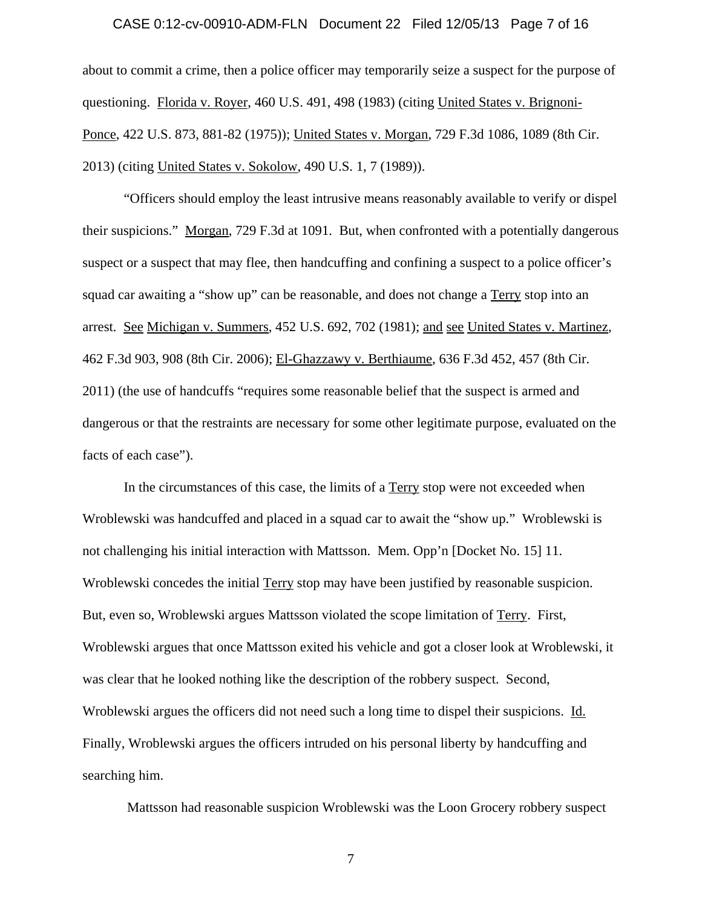about to commit a crime, then a police officer may temporarily seize a suspect for the purpose of questioning. Florida v. Royer, 460 U.S. 491, 498 (1983) (citing United States v. Brignoni-Ponce, 422 U.S. 873, 881-82 (1975)); United States v. Morgan, 729 F.3d 1086, 1089 (8th Cir. 2013) (citing United States v. Sokolow, 490 U.S. 1, 7 (1989)).

"Officers should employ the least intrusive means reasonably available to verify or dispel their suspicions." Morgan, 729 F.3d at 1091. But, when confronted with a potentially dangerous suspect or a suspect that may flee, then handcuffing and confining a suspect to a police officer's squad car awaiting a "show up" can be reasonable, and does not change a Terry stop into an arrest. See Michigan v. Summers, 452 U.S. 692, 702 (1981); and see United States v. Martinez, 462 F.3d 903, 908 (8th Cir. 2006); El-Ghazzawy v. Berthiaume, 636 F.3d 452, 457 (8th Cir. 2011) (the use of handcuffs "requires some reasonable belief that the suspect is armed and dangerous or that the restraints are necessary for some other legitimate purpose, evaluated on the facts of each case").

In the circumstances of this case, the limits of a Terry stop were not exceeded when Wroblewski was handcuffed and placed in a squad car to await the "show up." Wroblewski is not challenging his initial interaction with Mattsson. Mem. Opp'n [Docket No. 15] 11. Wroblewski concedes the initial Terry stop may have been justified by reasonable suspicion. But, even so, Wroblewski argues Mattsson violated the scope limitation of Terry. First, Wroblewski argues that once Mattsson exited his vehicle and got a closer look at Wroblewski, it was clear that he looked nothing like the description of the robbery suspect. Second, Wroblewski argues the officers did not need such a long time to dispel their suspicions. Id. Finally, Wroblewski argues the officers intruded on his personal liberty by handcuffing and searching him.

Mattsson had reasonable suspicion Wroblewski was the Loon Grocery robbery suspect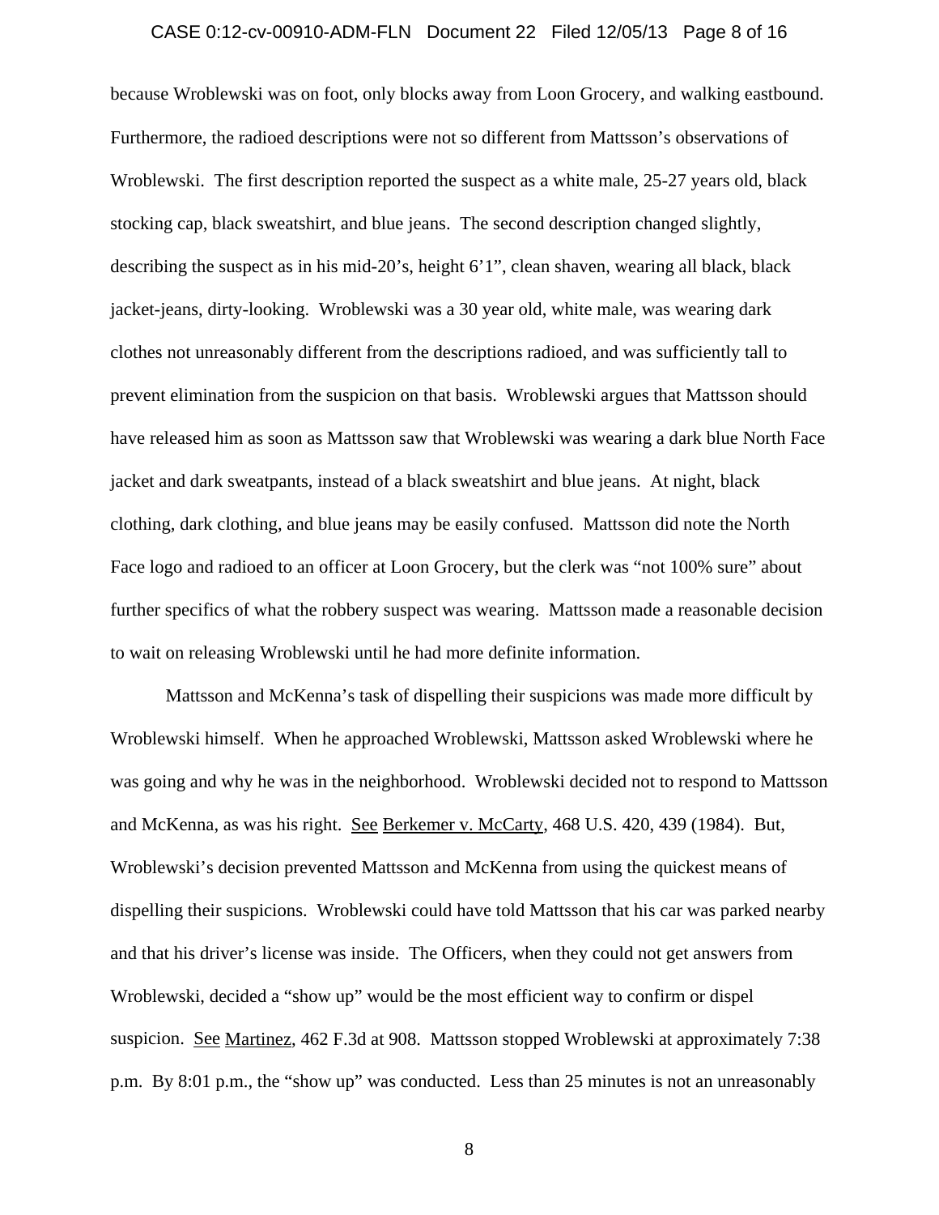because Wroblewski was on foot, only blocks away from Loon Grocery, and walking eastbound. Furthermore, the radioed descriptions were not so different from Mattsson's observations of Wroblewski. The first description reported the suspect as a white male, 25-27 years old, black stocking cap, black sweatshirt, and blue jeans. The second description changed slightly, describing the suspect as in his mid-20's, height 6'1", clean shaven, wearing all black, black jacket-jeans, dirty-looking. Wroblewski was a 30 year old, white male, was wearing dark clothes not unreasonably different from the descriptions radioed, and was sufficiently tall to prevent elimination from the suspicion on that basis. Wroblewski argues that Mattsson should have released him as soon as Mattsson saw that Wroblewski was wearing a dark blue North Face jacket and dark sweatpants, instead of a black sweatshirt and blue jeans. At night, black clothing, dark clothing, and blue jeans may be easily confused. Mattsson did note the North Face logo and radioed to an officer at Loon Grocery, but the clerk was "not 100% sure" about further specifics of what the robbery suspect was wearing. Mattsson made a reasonable decision to wait on releasing Wroblewski until he had more definite information.

Mattsson and McKenna's task of dispelling their suspicions was made more difficult by Wroblewski himself. When he approached Wroblewski, Mattsson asked Wroblewski where he was going and why he was in the neighborhood. Wroblewski decided not to respond to Mattsson and McKenna, as was his right. See Berkemer v. McCarty, 468 U.S. 420, 439 (1984). But, Wroblewski's decision prevented Mattsson and McKenna from using the quickest means of dispelling their suspicions. Wroblewski could have told Mattsson that his car was parked nearby and that his driver's license was inside. The Officers, when they could not get answers from Wroblewski, decided a "show up" would be the most efficient way to confirm or dispel suspicion. See Martinez, 462 F.3d at 908. Mattsson stopped Wroblewski at approximately 7:38 p.m. By 8:01 p.m., the "show up" was conducted. Less than 25 minutes is not an unreasonably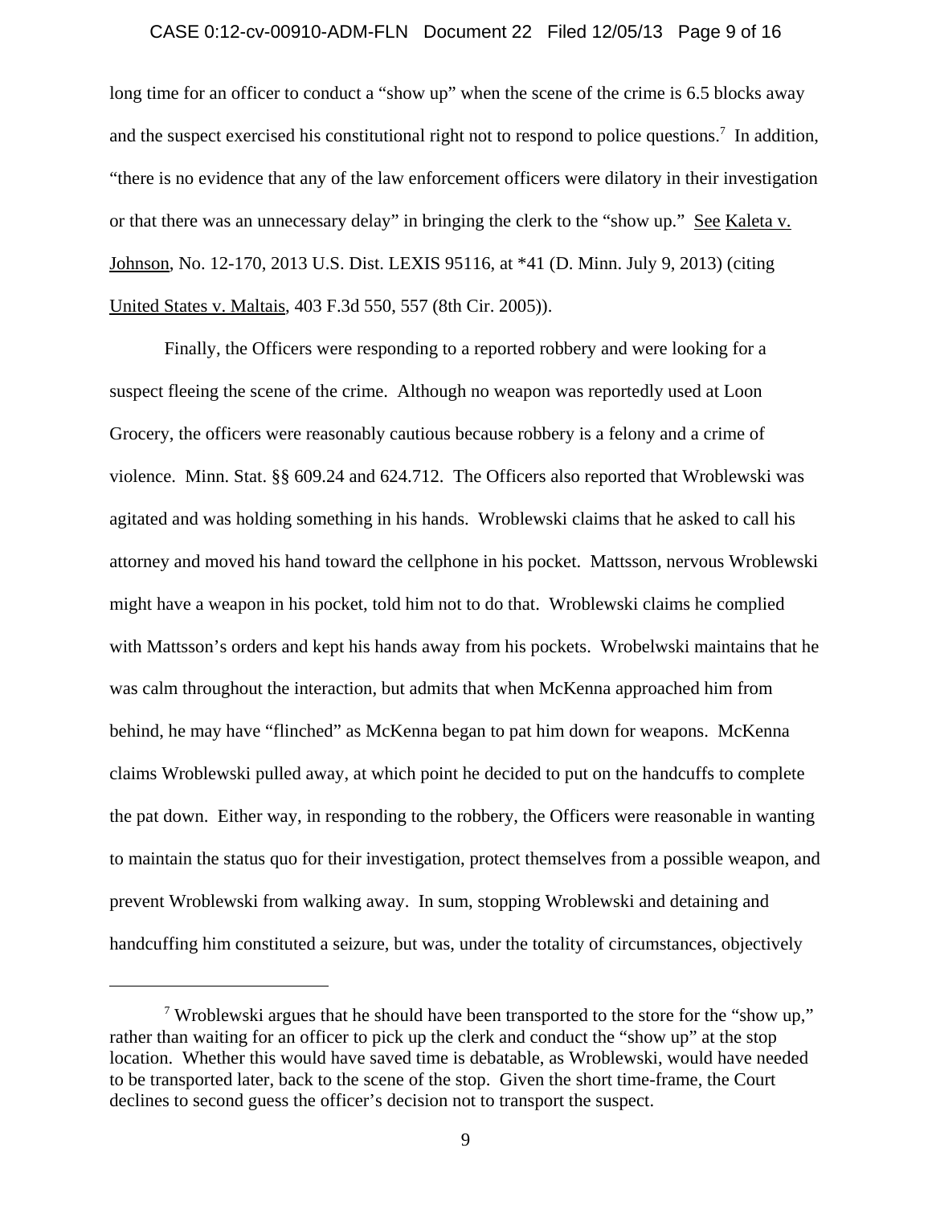long time for an officer to conduct a "show up" when the scene of the crime is 6.5 blocks away and the suspect exercised his constitutional right not to respond to police questions.[7] In addition, "there is no evidence that any of the law enforcement officers were dilatory in their investigation or that there was an unnecessary delay" in bringing the clerk to the "show up." See Kaleta v. Johnson, No. 12-170, 2013 U.S. Dist. LEXIS 95116, at *41 (D. Minn. July 9, 2013) (citing United States v. Maltais, 403 F.3d 550, 557 (8th Cir. 2005)).

Finally, the Officers were responding to a reported robbery and were looking for a suspect fleeing the scene of the crime. Although no weapon was reportedly used at Loon Grocery, the officers were reasonably cautious because robbery is a felony and a crime of violence. Minn. Stat. §§ 609.24 and 624.712. The Officers also reported that Wroblewski was agitated and was holding something in his hands. Wroblewski claims that he asked to call his attorney and moved his hand toward the cellphone in his pocket. Mattsson, nervous Wroblewski might have a weapon in his pocket, told him not to do that. Wroblewski claims he complied with Mattsson's orders and kept his hands away from his pockets. Wrobelwski maintains that he was calm throughout the interaction, but admits that when McKenna approached him from behind, he may have "flinched" as McKenna began to pat him down for weapons. McKenna claims Wroblewski pulled away, at which point he decided to put on the handcuffs to complete the pat down. Either way, in responding to the robbery, the Officers were reasonable in wanting to maintain the status quo for their investigation, protect themselves from a possible weapon, and prevent Wroblewski from walking away. In sum, stopping Wroblewski and detaining and handcuffing him constituted a seizure, but was, under the totality of circumstances, objectively

[7] Wroblewski argues that he should have been transported to the store for the "show up," rather than waiting for an officer to pick up the clerk and conduct the "show up" at the stop location. Whether this would have saved time is debatable, as Wroblewski, would have needed to be transported later, back to the scene of the stop. Given the short time-frame, the Court declines to second guess the officer's decision not to transport the suspect.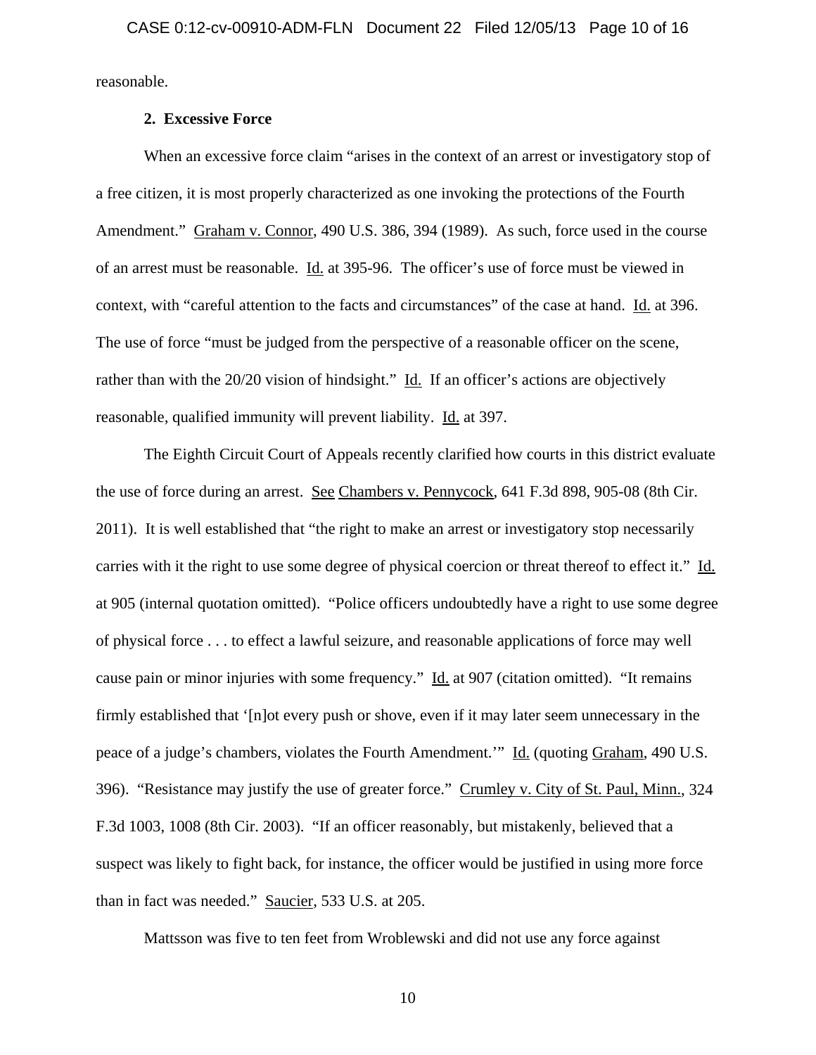reasonable.

**2. Excessive Force**

When an excessive force claim "arises in the context of an arrest or investigatory stop of a free citizen, it is most properly characterized as one invoking the protections of the Fourth Amendment." Graham v. Connor, 490 U.S. 386, 394 (1989). As such, force used in the course of an arrest must be reasonable. Id. at 395-96. The officer's use of force must be viewed in context, with "careful attention to the facts and circumstances" of the case at hand. Id. at 396. The use of force "must be judged from the perspective of a reasonable officer on the scene, rather than with the 20/20 vision of hindsight." Id. If an officer's actions are objectively reasonable, qualified immunity will prevent liability. Id. at 397.

The Eighth Circuit Court of Appeals recently clarified how courts in this district evaluate the use of force during an arrest. See Chambers v. Pennycock, 641 F.3d 898, 905-08 (8th Cir. 2011). It is well established that "the right to make an arrest or investigatory stop necessarily carries with it the right to use some degree of physical coercion or threat thereof to effect it." Id. at 905 (internal quotation omitted). "Police officers undoubtedly have a right to use some degree of physical force . . . to effect a lawful seizure, and reasonable applications of force may well cause pain or minor injuries with some frequency." Id. at 907 (citation omitted). "It remains firmly established that '[n]ot every push or shove, even if it may later seem unnecessary in the peace of a judge's chambers, violates the Fourth Amendment.'" Id. (quoting Graham, 490 U.S. 396). "Resistance may justify the use of greater force." Crumley v. City of St. Paul, Minn., 324 F.3d 1003, 1008 (8th Cir. 2003). "If an officer reasonably, but mistakenly, believed that a suspect was likely to fight back, for instance, the officer would be justified in using more force than in fact was needed." Saucier, 533 U.S. at 205.

Mattsson was five to ten feet from Wroblewski and did not use any force against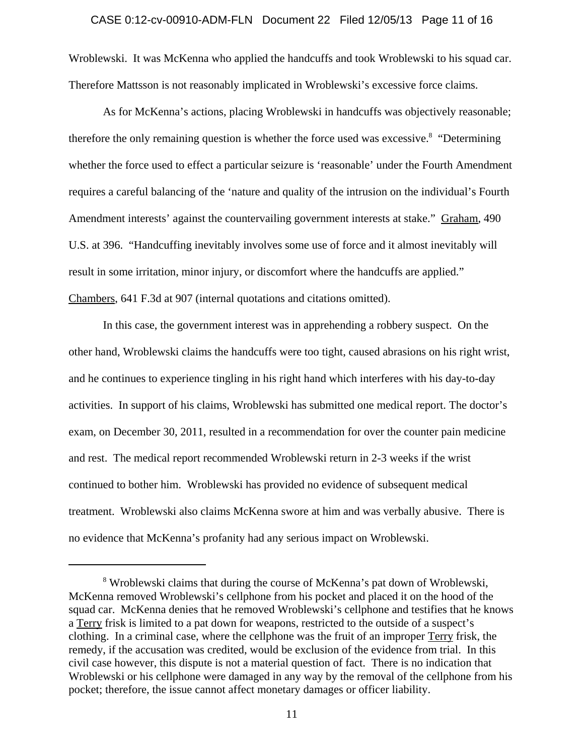Wroblewski. It was McKenna who applied the handcuffs and took Wroblewski to his squad car. Therefore Mattsson is not reasonably implicated in Wroblewski's excessive force claims.

As for McKenna's actions, placing Wroblewski in handcuffs was objectively reasonable; therefore the only remaining question is whether the force used was excessive.[8] "Determining whether the force used to effect a particular seizure is 'reasonable' under the Fourth Amendment requires a careful balancing of the 'nature and quality of the intrusion on the individual's Fourth Amendment interests' against the countervailing government interests at stake." Graham, 490 U.S. at 396. "Handcuffing inevitably involves some use of force and it almost inevitably will result in some irritation, minor injury, or discomfort where the handcuffs are applied." Chambers, 641 F.3d at 907 (internal quotations and citations omitted).

In this case, the government interest was in apprehending a robbery suspect. On the other hand, Wroblewski claims the handcuffs were too tight, caused abrasions on his right wrist, and he continues to experience tingling in his right hand which interferes with his day-to-day activities. In support of his claims, Wroblewski has submitted one medical report. The doctor's exam, on December 30, 2011, resulted in a recommendation for over the counter pain medicine and rest. The medical report recommended Wroblewski return in 2-3 weeks if the wrist continued to bother him. Wroblewski has provided no evidence of subsequent medical treatment. Wroblewski also claims McKenna swore at him and was verbally abusive. There is no evidence that McKenna's profanity had any serious impact on Wroblewski.

---

[8] Wroblewski claims that during the course of McKenna's pat down of Wroblewski, McKenna removed Wroblewski's cellphone from his pocket and placed it on the hood of the squad car. McKenna denies that he removed Wroblewski's cellphone and testifies that he knows a Terry frisk is limited to a pat down for weapons, restricted to the outside of a suspect's clothing. In a criminal case, where the cellphone was the fruit of an improper Terry frisk, the remedy, if the accusation was credited, would be exclusion of the evidence from trial. In this civil case however, this dispute is not a material question of fact. There is no indication that Wroblewski or his cellphone were damaged in any way by the removal of the cellphone from his pocket; therefore, the issue cannot affect monetary damages or officer liability.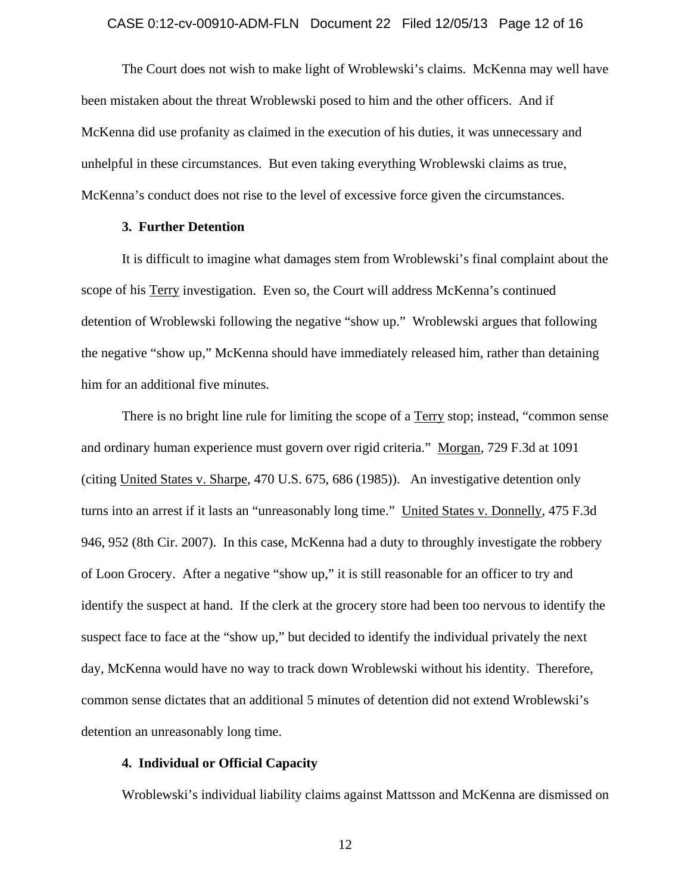The Court does not wish to make light of Wroblewski's claims. McKenna may well have been mistaken about the threat Wroblewski posed to him and the other officers. And if McKenna did use profanity as claimed in the execution of his duties, it was unnecessary and unhelpful in these circumstances. But even taking everything Wroblewski claims as true, McKenna's conduct does not rise to the level of excessive force given the circumstances.

**3. Further Detention**

It is difficult to imagine what damages stem from Wroblewski's final complaint about the scope of his Terry investigation. Even so, the Court will address McKenna's continued detention of Wroblewski following the negative "show up." Wroblewski argues that following the negative "show up," McKenna should have immediately released him, rather than detaining him for an additional five minutes.

There is no bright line rule for limiting the scope of a Terry stop; instead, "common sense and ordinary human experience must govern over rigid criteria." Morgan, 729 F.3d at 1091 (citing United States v. Sharpe, 470 U.S. 675, 686 (1985)). An investigative detention only turns into an arrest if it lasts an "unreasonably long time." United States v. Donnelly, 475 F.3d 946, 952 (8th Cir. 2007). In this case, McKenna had a duty to throughly investigate the robbery of Loon Grocery. After a negative "show up," it is still reasonable for an officer to try and identify the suspect at hand. If the clerk at the grocery store had been too nervous to identify the suspect face to face at the "show up," but decided to identify the individual privately the next day, McKenna would have no way to track down Wroblewski without his identity. Therefore, common sense dictates that an additional 5 minutes of detention did not extend Wroblewski's detention an unreasonably long time.

**4. Individual or Official Capacity**

Wroblewski's individual liability claims against Mattsson and McKenna are dismissed on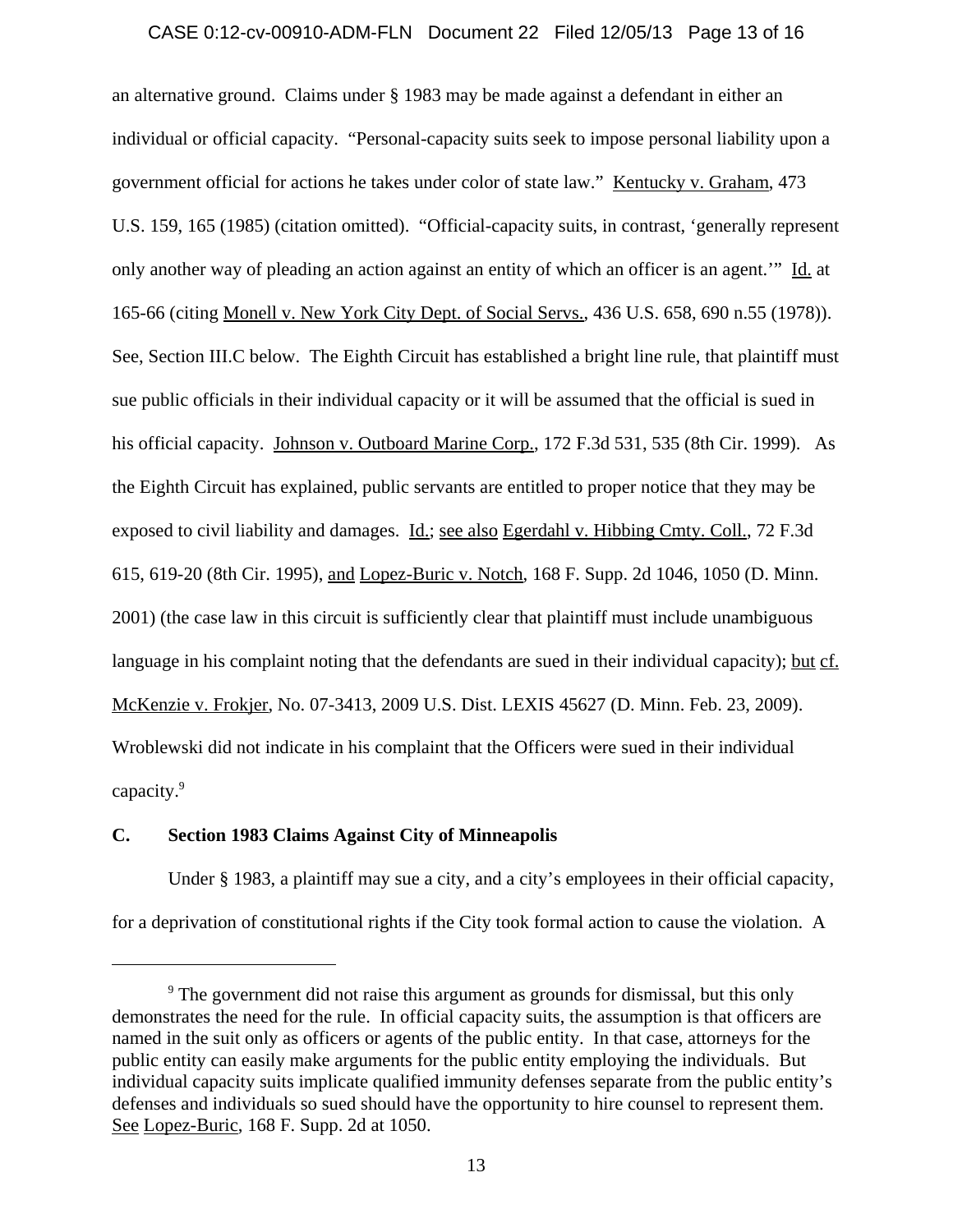an alternative ground. Claims under § 1983 may be made against a defendant in either an individual or official capacity. "Personal-capacity suits seek to impose personal liability upon a government official for actions he takes under color of state law." Kentucky v. Graham, 473 U.S. 159, 165 (1985) (citation omitted). "Official-capacity suits, in contrast, 'generally represent only another way of pleading an action against an entity of which an officer is an agent.'" Id. at 165-66 (citing Monell v. New York City Dept. of Social Servs., 436 U.S. 658, 690 n.55 (1978)). See, Section III.C below. The Eighth Circuit has established a bright line rule, that plaintiff must sue public officials in their individual capacity or it will be assumed that the official is sued in his official capacity. Johnson v. Outboard Marine Corp., 172 F.3d 531, 535 (8th Cir. 1999). As the Eighth Circuit has explained, public servants are entitled to proper notice that they may be exposed to civil liability and damages. Id.; see also Egerdahl v. Hibbing Cmty. Coll., 72 F.3d 615, 619-20 (8th Cir. 1995), and Lopez-Buric v. Notch, 168 F. Supp. 2d 1046, 1050 (D. Minn. 2001) (the case law in this circuit is sufficiently clear that plaintiff must include unambiguous language in his complaint noting that the defendants are sued in their individual capacity); but cf. McKenzie v. Frokjer, No. 07-3413, 2009 U.S. Dist. LEXIS 45627 (D. Minn. Feb. 23, 2009). Wroblewski did not indicate in his complaint that the Officers were sued in their individual capacity.[9]

### C. Section 1983 Claims Against City of Minneapolis

Under § 1983, a plaintiff may sue a city, and a city's employees in their official capacity, for a deprivation of constitutional rights if the City took formal action to cause the violation. A

[9] The government did not raise this argument as grounds for dismissal, but this only demonstrates the need for the rule. In official capacity suits, the assumption is that officers are named in the suit only as officers or agents of the public entity. In that case, attorneys for the public entity can easily make arguments for the public entity employing the individuals. But individual capacity suits implicate qualified immunity defenses separate from the public entity's defenses and individuals so sued should have the opportunity to hire counsel to represent them. See Lopez-Buric, 168 F. Supp. 2d at 1050.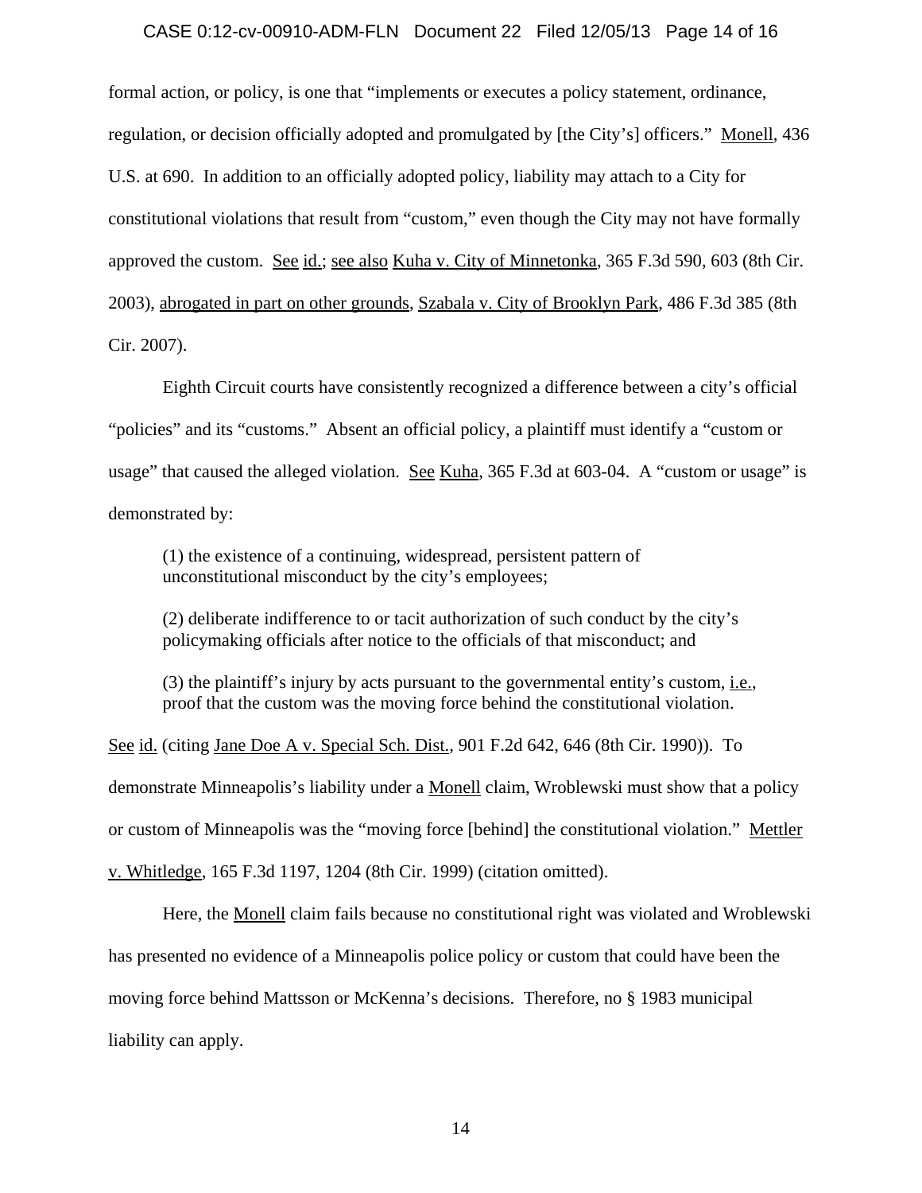formal action, or policy, is one that "implements or executes a policy statement, ordinance, regulation, or decision officially adopted and promulgated by [the City's] officers." Monell, 436 U.S. at 690. In addition to an officially adopted policy, liability may attach to a City for constitutional violations that result from "custom," even though the City may not have formally approved the custom. See id.; see also Kuha v. City of Minnetonka, 365 F.3d 590, 603 (8th Cir. 2003), abrogated in part on other grounds, Szabala v. City of Brooklyn Park, 486 F.3d 385 (8th Cir. 2007).

Eighth Circuit courts have consistently recognized a difference between a city's official "policies" and its "customs." Absent an official policy, a plaintiff must identify a "custom or usage" that caused the alleged violation. See Kuha, 365 F.3d at 603-04. A "custom or usage" is demonstrated by:

> (1) the existence of a continuing, widespread, persistent pattern of unconstitutional misconduct by the city's employees;
>
> (2) deliberate indifference to or tacit authorization of such conduct by the city's policymaking officials after notice to the officials of that misconduct; and
>
> (3) the plaintiff's injury by acts pursuant to the governmental entity's custom, i.e., proof that the custom was the moving force behind the constitutional violation.

See id. (citing Jane Doe A v. Special Sch. Dist., 901 F.2d 642, 646 (8th Cir. 1990)). To demonstrate Minneapolis's liability under a Monell claim, Wroblewski must show that a policy or custom of Minneapolis was the "moving force [behind] the constitutional violation." Mettler v. Whitledge, 165 F.3d 1197, 1204 (8th Cir. 1999) (citation omitted).

Here, the Monell claim fails because no constitutional right was violated and Wroblewski has presented no evidence of a Minneapolis police policy or custom that could have been the moving force behind Mattsson or McKenna's decisions. Therefore, no § 1983 municipal liability can apply.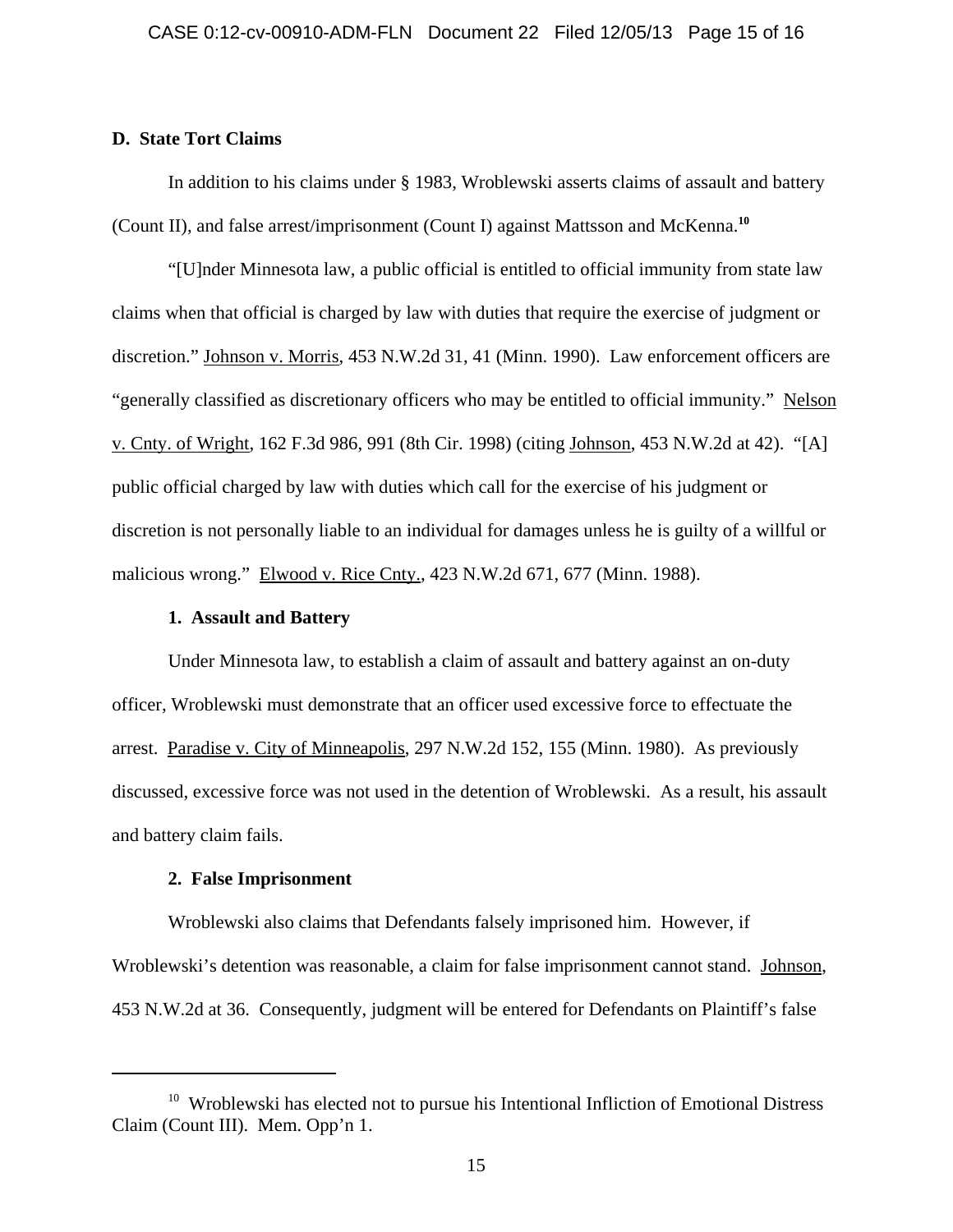**D. State Tort Claims**

In addition to his claims under § 1983, Wroblewski asserts claims of assault and battery (Count II), and false arrest/imprisonment (Count I) against Mattsson and McKenna.[10]

"[U]nder Minnesota law, a public official is entitled to official immunity from state law claims when that official is charged by law with duties that require the exercise of judgment or discretion." Johnson v. Morris, 453 N.W.2d 31, 41 (Minn. 1990). Law enforcement officers are "generally classified as discretionary officers who may be entitled to official immunity." Nelson v. Cnty. of Wright, 162 F.3d 986, 991 (8th Cir. 1998) (citing Johnson, 453 N.W.2d at 42). "[A] public official charged by law with duties which call for the exercise of his judgment or discretion is not personally liable to an individual for damages unless he is guilty of a willful or malicious wrong." Elwood v. Rice Cnty., 423 N.W.2d 671, 677 (Minn. 1988).

**1. Assault and Battery**

Under Minnesota law, to establish a claim of assault and battery against an on-duty officer, Wroblewski must demonstrate that an officer used excessive force to effectuate the arrest. Paradise v. City of Minneapolis, 297 N.W.2d 152, 155 (Minn. 1980). As previously discussed, excessive force was not used in the detention of Wroblewski. As a result, his assault and battery claim fails.

**2. False Imprisonment**

Wroblewski also claims that Defendants falsely imprisoned him. However, if Wroblewski's detention was reasonable, a claim for false imprisonment cannot stand. Johnson, 453 N.W.2d at 36. Consequently, judgment will be entered for Defendants on Plaintiff's false

---

[10] Wroblewski has elected not to pursue his Intentional Infliction of Emotional Distress Claim (Count III). Mem. Opp'n 1.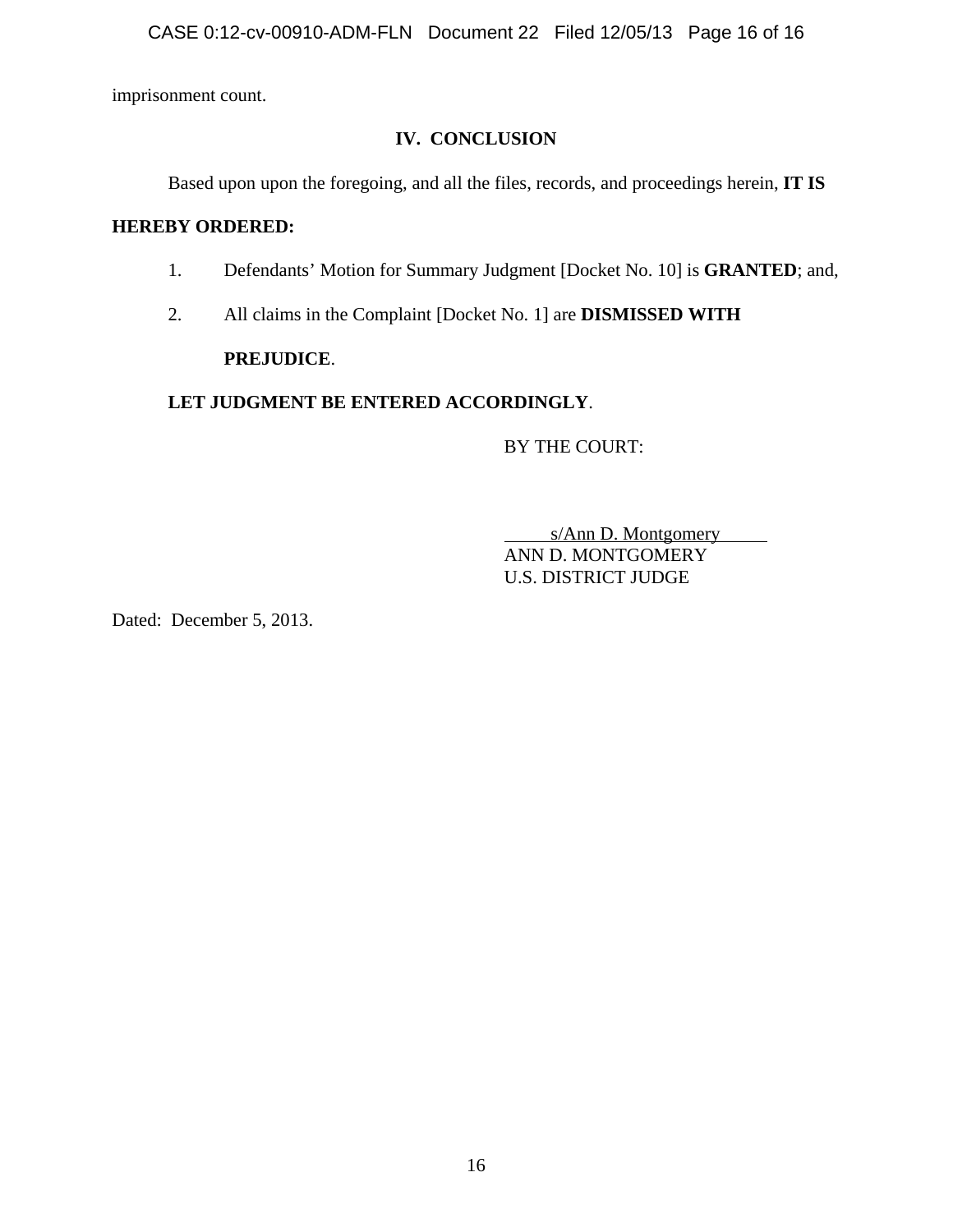imprisonment count.

## IV. CONCLUSION

Based upon upon the foregoing, and all the files, records, and proceedings herein, **IT IS HEREBY ORDERED:**

1. Defendants' Motion for Summary Judgment [Docket No. 10] is **GRANTED**; and,
2. All claims in the Complaint [Docket No. 1] are **DISMISSED WITH PREJUDICE**.

**LET JUDGMENT BE ENTERED ACCORDINGLY**.

BY THE COURT:

s/Ann D. Montgomery
ANN D. MONTGOMERY
U.S. DISTRICT JUDGE

Dated: December 5, 2013.